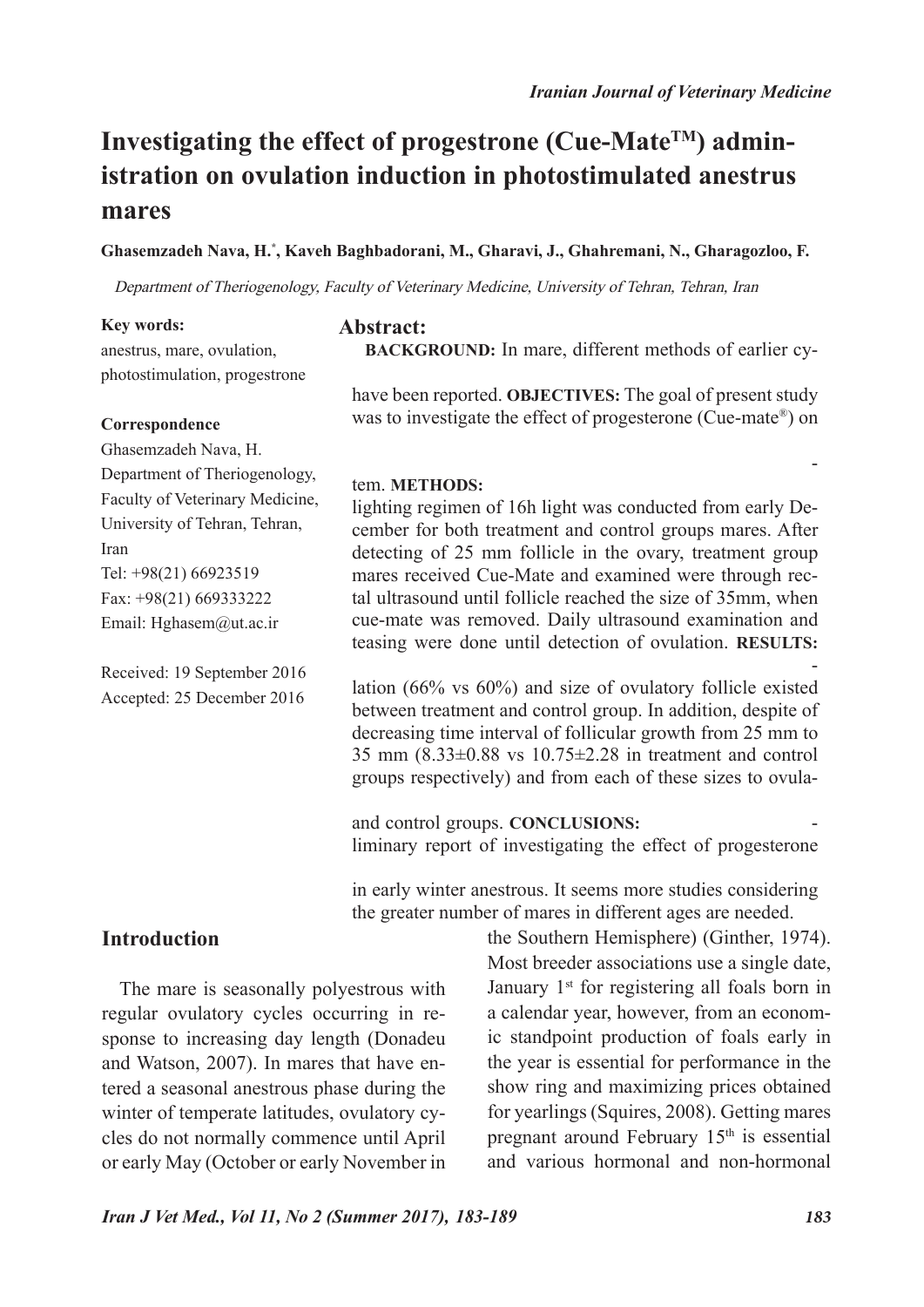# Investigating the effect of progestrone (Cue-Mate™) administration on ovulation induction in photostimulated anestrus mares

**Ghasemzadeh Nava, H.*, Kaveh Baghbadorani, M., Gharavi, J., Ghahremani, N., Gharagozloo, F.**

*Department of Theriogenology, Faculty of Veterinary Medicine, University of Tehran, Tehran, Iran*

**Key words:**
anestrus, mare, ovulation, photostimulation, progestrone

**Correspondence**
Ghasemzadeh Nava, H.
Department of Theriogenology, Faculty of Veterinary Medicine, University of Tehran, Tehran, Iran
Tel: +98(21) 66923519
Fax: +98(21) 669333222
Email: Hghasem@ut.ac.ir

Received: 19 September 2016
Accepted: 25 December 2016

## Abstract:

**BACKGROUND:** In mare, different methods of earlier cy-

have been reported. **OBJECTIVES:** The goal of present study was to investigate the effect of progesterone (Cue-mate®) on

-

tem. **METHODS:**
lighting regimen of 16h light was conducted from early December for both treatment and control groups mares. After detecting of 25 mm follicle in the ovary, treatment group mares received Cue-Mate and examined were through rectal ultrasound until follicle reached the size of 35mm, when cue-mate was removed. Daily ultrasound examination and teasing were done until detection of ovulation. **RESULTS:**

-
lation (66% vs 60%) and size of ovulatory follicle existed between treatment and control group. In addition, despite of decreasing time interval of follicular growth from 25 mm to 35 mm (8.33±0.88 vs 10.75±2.28 in treatment and control groups respectively) and from each of these sizes to ovula-

and control groups. **CONCLUSIONS:** -
liminary report of investigating the effect of progesterone

in early winter anestrous. It seems more studies considering the greater number of mares in different ages are needed.

## Introduction

The mare is seasonally polyestrous with regular ovulatory cycles occurring in response to increasing day length (Donadeu and Watson, 2007). In mares that have entered a seasonal anestrous phase during the winter of temperate latitudes, ovulatory cycles do not normally commence until April or early May (October or early November in the Southern Hemisphere) (Ginther, 1974). Most breeder associations use a single date, January 1st for registering all foals born in a calendar year, however, from an economic standpoint production of foals early in the year is essential for performance in the show ring and maximizing prices obtained for yearlings (Squires, 2008). Getting mares pregnant around February 15th is essential and various hormonal and non-hormonal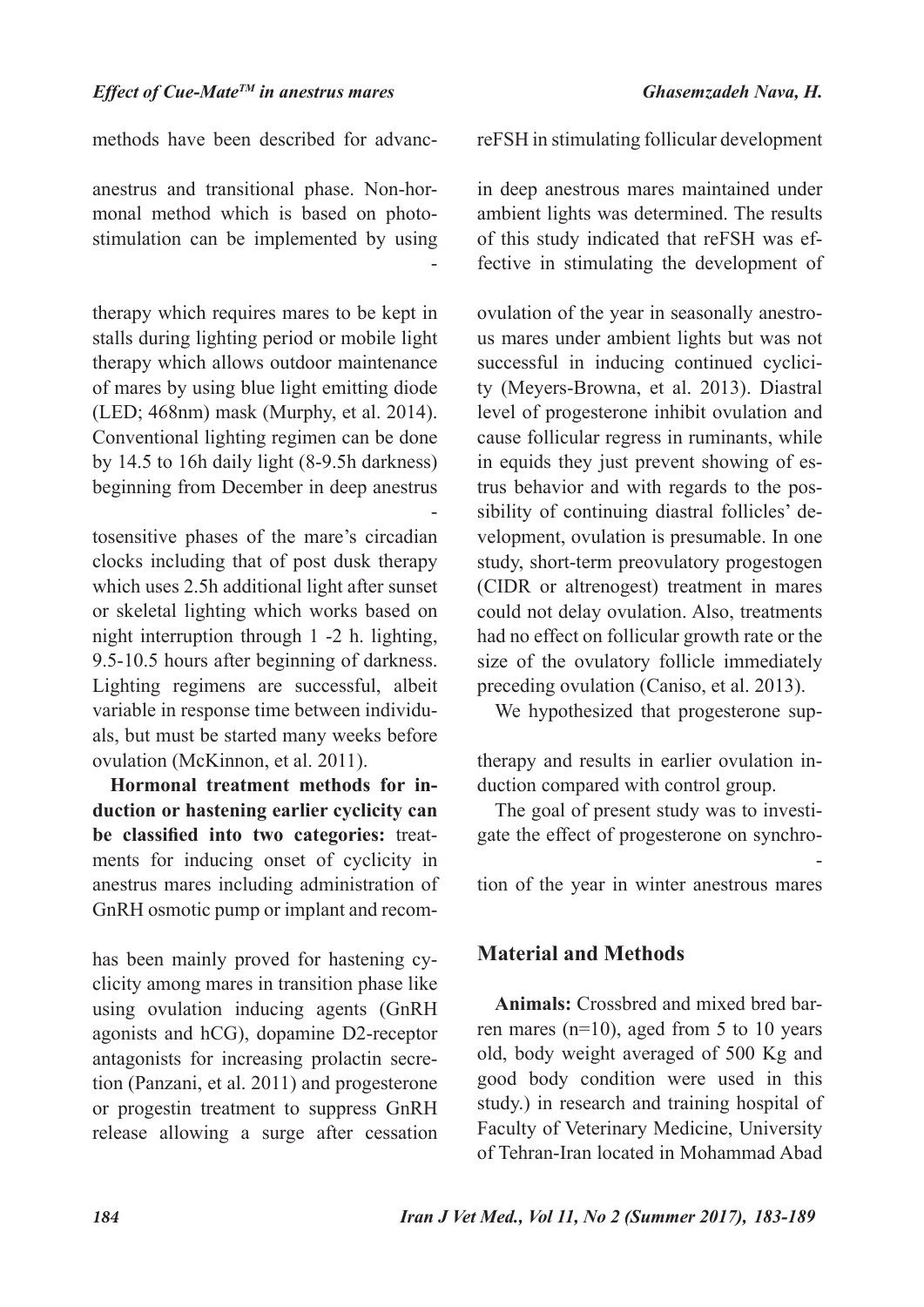methods have been described for advanc-

anestrus and transitional phase. Non-hormonal method which is based on photostimulation can be implemented by using -

therapy which requires mares to be kept in stalls during lighting period or mobile light therapy which allows outdoor maintenance of mares by using blue light emitting diode (LED; 468nm) mask (Murphy, et al. 2014). Conventional lighting regimen can be done by 14.5 to 16h daily light (8-9.5h darkness) beginning from December in deep anestrus -

tosensitive phases of the mare's circadian clocks including that of post dusk therapy which uses 2.5h additional light after sunset or skeletal lighting which works based on night interruption through 1 -2 h. lighting, 9.5-10.5 hours after beginning of darkness. Lighting regimens are successful, albeit variable in response time between individuals, but must be started many weeks before ovulation (McKinnon, et al. 2011).

**Hormonal treatment methods for induction or hastening earlier cyclicity can be classified into two categories:** treatments for inducing onset of cyclicity in anestrus mares including administration of GnRH osmotic pump or implant and recom-

has been mainly proved for hastening cyclicity among mares in transition phase like using ovulation inducing agents (GnRH agonists and hCG), dopamine D2-receptor antagonists for increasing prolactin secretion (Panzani, et al. 2011) and progesterone or progestin treatment to suppress GnRH release allowing a surge after cessation

reFSH in stimulating follicular development

in deep anestrous mares maintained under ambient lights was determined. The results of this study indicated that reFSH was effective in stimulating the development of

ovulation of the year in seasonally anestrous mares under ambient lights but was not successful in inducing continued cyclicity (Meyers-Browna, et al. 2013). Diastral level of progesterone inhibit ovulation and cause follicular regress in ruminants, while in equids they just prevent showing of estrus behavior and with regards to the possibility of continuing diastral follicles' development, ovulation is presumable. In one study, short-term preovulatory progestogen (CIDR or altrenogest) treatment in mares could not delay ovulation. Also, treatments had no effect on follicular growth rate or the size of the ovulatory follicle immediately preceding ovulation (Caniso, et al. 2013).

We hypothesized that progesterone sup-

therapy and results in earlier ovulation induction compared with control group.

The goal of present study was to investigate the effect of progesterone on synchro- -

tion of the year in winter anestrous mares

## Material and Methods

**Animals:** Crossbred and mixed bred barren mares (n=10), aged from 5 to 10 years old, body weight averaged of 500 Kg and good body condition were used in this study.) in research and training hospital of Faculty of Veterinary Medicine, University of Tehran-Iran located in Mohammad Abad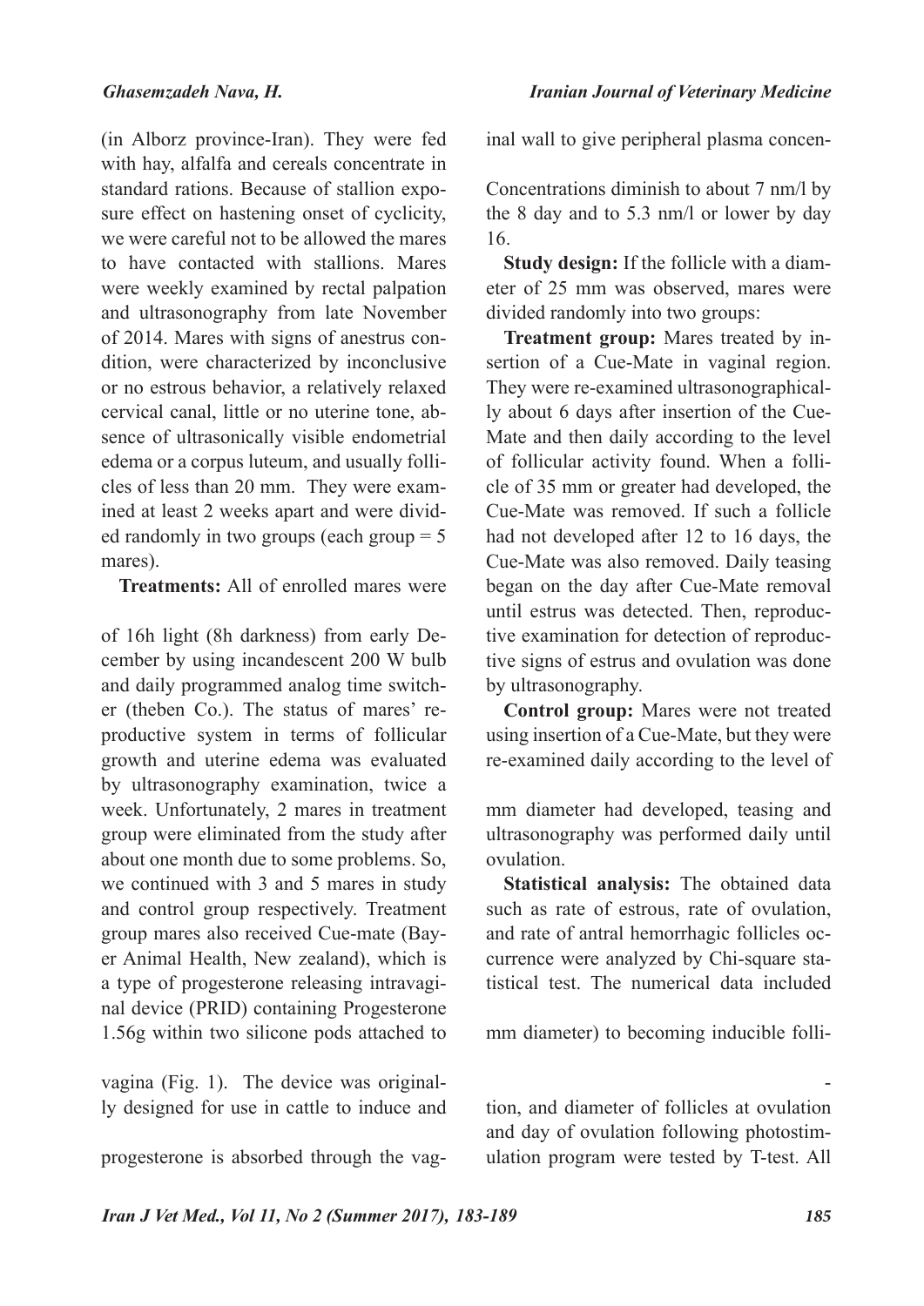(in Alborz province-Iran). They were fed with hay, alfalfa and cereals concentrate in standard rations. Because of stallion exposure effect on hastening onset of cyclicity, we were careful not to be allowed the mares to have contacted with stallions. Mares were weekly examined by rectal palpation and ultrasonography from late November of 2014. Mares with signs of anestrus condition, were characterized by inconclusive or no estrous behavior, a relatively relaxed cervical canal, little or no uterine tone, absence of ultrasonically visible endometrial edema or a corpus luteum, and usually follicles of less than 20 mm. They were examined at least 2 weeks apart and were divided randomly in two groups (each group = 5 mares).

**Treatments:** All of enrolled mares were

of 16h light (8h darkness) from early December by using incandescent 200 W bulb and daily programmed analog time switcher (theben Co.). The status of mares' reproductive system in terms of follicular growth and uterine edema was evaluated by ultrasonography examination, twice a week. Unfortunately, 2 mares in treatment group were eliminated from the study after about one month due to some problems. So, we continued with 3 and 5 mares in study and control group respectively. Treatment group mares also received Cue-mate (Bayer Animal Health, New zealand), which is a type of progesterone releasing intravaginal device (PRID) containing Progesterone 1.56g within two silicone pods attached to

vagina (Fig. 1). The device was originally designed for use in cattle to induce and

progesterone is absorbed through the vaginal wall to give peripheral plasma concen-

Concentrations diminish to about 7 nm/l by the 8 day and to 5.3 nm/l or lower by day 16.

**Study design:** If the follicle with a diameter of 25 mm was observed, mares were divided randomly into two groups:

**Treatment group:** Mares treated by insertion of a Cue-Mate in vaginal region. They were re-examined ultrasonographically about 6 days after insertion of the Cue-Mate and then daily according to the level of follicular activity found. When a follicle of 35 mm or greater had developed, the Cue-Mate was removed. If such a follicle had not developed after 12 to 16 days, the Cue-Mate was also removed. Daily teasing began on the day after Cue-Mate removal until estrus was detected. Then, reproductive examination for detection of reproductive signs of estrus and ovulation was done by ultrasonography.

**Control group:** Mares were not treated using insertion of a Cue-Mate, but they were re-examined daily according to the level of

mm diameter had developed, teasing and ultrasonography was performed daily until ovulation.

**Statistical analysis:** The obtained data such as rate of estrous, rate of ovulation, and rate of antral hemorrhagic follicles occurrence were analyzed by Chi-square statistical test. The numerical data included

mm diameter) to becoming inducible folli-

-

tion, and diameter of follicles at ovulation and day of ovulation following photostimulation program were tested by T-test. All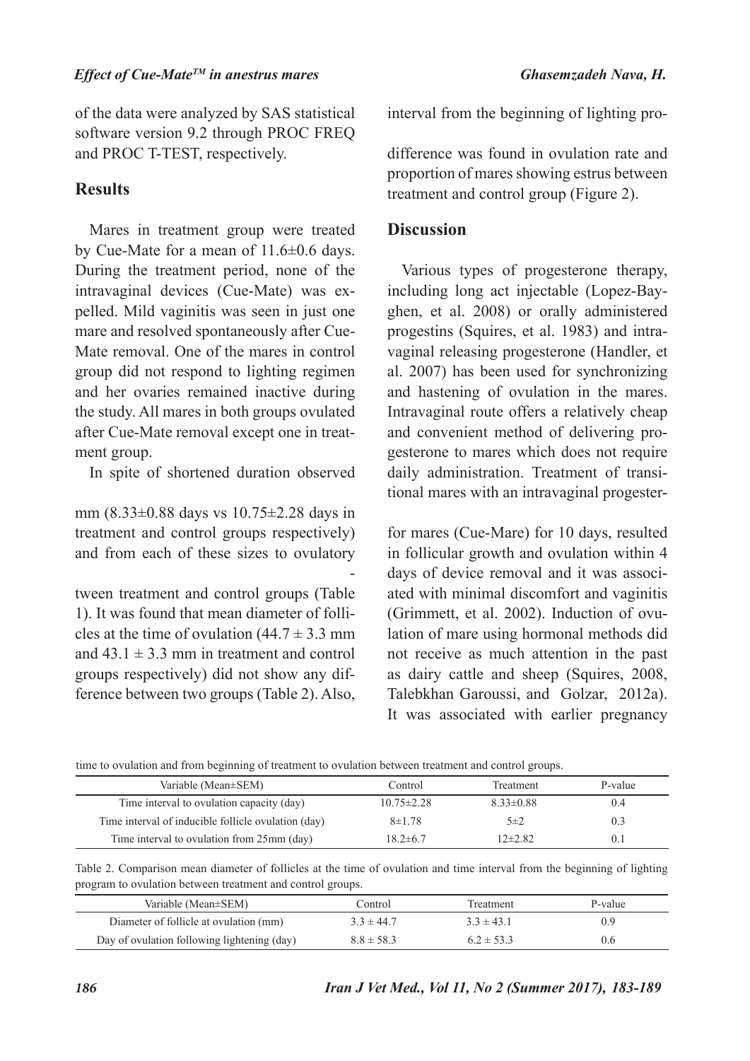of the data were analyzed by SAS statistical software version 9.2 through PROC FREQ and PROC T-TEST, respectively.

## Results

Mares in treatment group were treated by Cue-Mate for a mean of 11.6±0.6 days. During the treatment period, none of the intravaginal devices (Cue-Mate) was expelled. Mild vaginitis was seen in just one mare and resolved spontaneously after Cue-Mate removal. One of the mares in control group did not respond to lighting regimen and her ovaries remained inactive during the study. All mares in both groups ovulated after Cue-Mate removal except one in treatment group.

In spite of shortened duration observed

mm (8.33±0.88 days vs 10.75±2.28 days in treatment and control groups respectively) and from each of these sizes to ovulatory

-

tween treatment and control groups (Table 1). It was found that mean diameter of follicles at the time of ovulation (44.7 ± 3.3 mm and 43.1 ± 3.3 mm in treatment and control groups respectively) did not show any difference between two groups (Table 2). Also, interval from the beginning of lighting pro-

difference was found in ovulation rate and proportion of mares showing estrus between treatment and control group (Figure 2).

## Discussion

Various types of progesterone therapy, including long act injectable (Lopez-Bayghen, et al. 2008) or orally administered progestins (Squires, et al. 1983) and intravaginal releasing progesterone (Handler, et al. 2007) has been used for synchronizing and hastening of ovulation in the mares. Intravaginal route offers a relatively cheap and convenient method of delivering progesterone to mares which does not require daily administration. Treatment of transitional mares with an intravaginal progester-

for mares (Cue-Mare) for 10 days, resulted in follicular growth and ovulation within 4 days of device removal and it was associated with minimal discomfort and vaginitis (Grimmett, et al. 2002). Induction of ovulation of mare using hormonal methods did not receive as much attention in the past as dairy cattle and sheep (Squires, 2008, Talebkhan Garoussi, and Golzar, 2012a). It was associated with earlier pregnancy

time to ovulation and from beginning of treatment to ovulation between treatment and control groups.

| Variable (Mean±SEM) | Control | Treatment | P-value |
|---|---|---|---|
| Time interval to ovulation capacity (day) | 10.75±2.28 | 8.33±0.88 | 0.4 |
| Time interval of inducible follicle ovulation (day) | 8±1.78 | 5±2 | 0.3 |
| Time interval to ovulation from 25mm (day) | 18.2±6.7 | 12±2.82 | 0.1 |

Table 2. Comparison mean diameter of follicles at the time of ovulation and time interval from the beginning of lighting program to ovulation between treatment and control groups.

| Variable (Mean±SEM) | Control | Treatment | P-value |
|---|---|---|---|
| Diameter of follicle at ovulation (mm) | 3.3 ± 44.7 | 3.3 ± 43.1 | 0.9 |
| Day of ovulation following lightening (day) | 8.8 ± 58.3 | 6.2 ± 53.3 | 0.6 |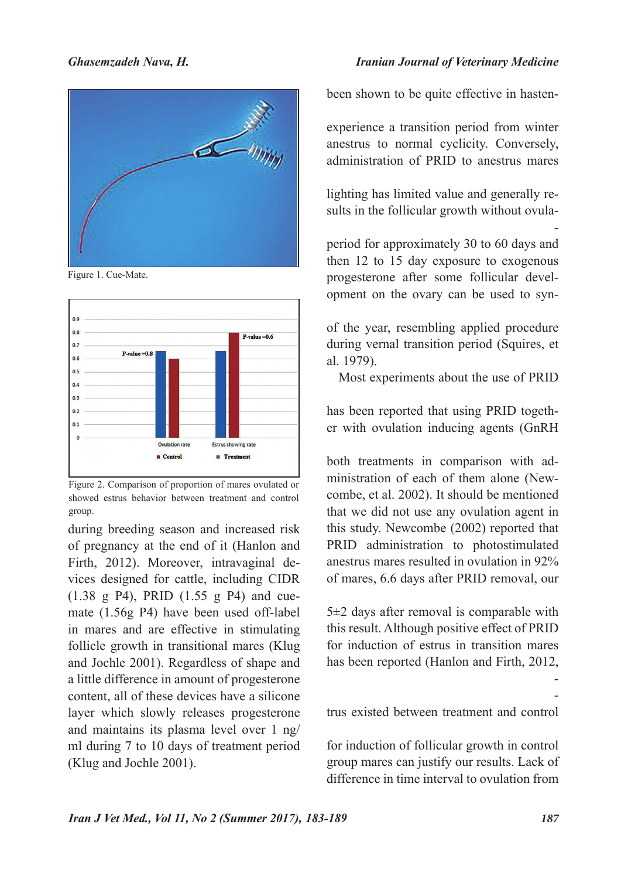Figure 1. Cue-Mate.

Figure 2. Comparison of proportion of mares ovulated or showed estrus behavior between treatment and control group.

during breeding season and increased risk of pregnancy at the end of it (Hanlon and Firth, 2012). Moreover, intravaginal devices designed for cattle, including CIDR (1.38 g P4), PRID (1.55 g P4) and cue-mate (1.56g P4) have been used off-label in mares and are effective in stimulating follicle growth in transitional mares (Klug and Jochle 2001). Regardless of shape and a little difference in amount of progesterone content, all of these devices have a silicone layer which slowly releases progesterone and maintains its plasma level over 1 ng/ml during 7 to 10 days of treatment period (Klug and Jochle 2001).

been shown to be quite effective in hasten-

experience a transition period from winter anestrus to normal cyclicity. Conversely, administration of PRID to anestrus mares

lighting has limited value and generally results in the follicular growth without ovula-

-

period for approximately 30 to 60 days and then 12 to 15 day exposure to exogenous progesterone after some follicular development on the ovary can be used to syn-

of the year, resembling applied procedure during vernal transition period (Squires, et al. 1979).

Most experiments about the use of PRID

has been reported that using PRID together with ovulation inducing agents (GnRH

both treatments in comparison with administration of each of them alone (Newcombe, et al. 2002). It should be mentioned that we did not use any ovulation agent in this study. Newcombe (2002) reported that PRID administration to photostimulated anestrus mares resulted in ovulation in 92% of mares, 6.6 days after PRID removal, our

5±2 days after removal is comparable with this result. Although positive effect of PRID for induction of estrus in transition mares has been reported (Hanlon and Firth, 2012,

-

-

trus existed between treatment and control

for induction of follicular growth in control group mares can justify our results. Lack of difference in time interval to ovulation from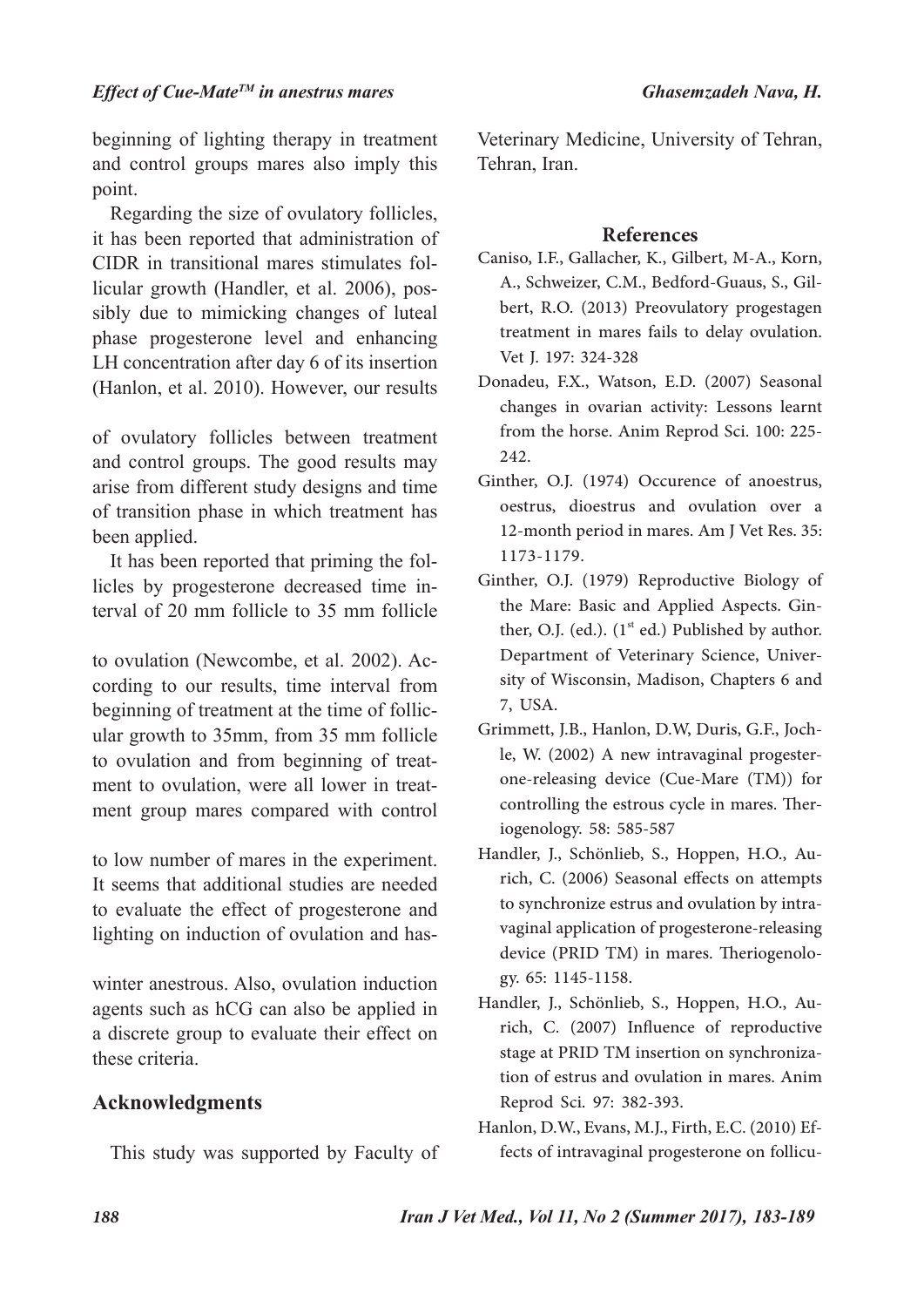beginning of lighting therapy in treatment and control groups mares also imply this point.

Regarding the size of ovulatory follicles, it has been reported that administration of CIDR in transitional mares stimulates follicular growth (Handler, et al. 2006), possibly due to mimicking changes of luteal phase progesterone level and enhancing LH concentration after day 6 of its insertion (Hanlon, et al. 2010). However, our results

of ovulatory follicles between treatment and control groups. The good results may arise from different study designs and time of transition phase in which treatment has been applied.

It has been reported that priming the follicles by progesterone decreased time interval of 20 mm follicle to 35 mm follicle

to ovulation (Newcombe, et al. 2002). According to our results, time interval from beginning of treatment at the time of follicular growth to 35mm, from 35 mm follicle to ovulation and from beginning of treatment to ovulation, were all lower in treatment group mares compared with control

to low number of mares in the experiment. It seems that additional studies are needed to evaluate the effect of progesterone and lighting on induction of ovulation and has-

winter anestrous. Also, ovulation induction agents such as hCG can also be applied in a discrete group to evaluate their effect on these criteria.

## Acknowledgments

This study was supported by Faculty of Veterinary Medicine, University of Tehran, Tehran, Iran.

## References

Caniso, I.F., Gallacher, K., Gilbert, M-A., Korn, A., Schweizer, C.M., Bedford-Guaus, S., Gilbert, R.O. (2013) Preovulatory progestagen treatment in mares fails to delay ovulation. Vet J. 197: 324-328

Donadeu, F.X., Watson, E.D. (2007) Seasonal changes in ovarian activity: Lessons learnt from the horse. Anim Reprod Sci. 100: 225-242.

Ginther, O.J. (1974) Occurence of anoestrus, oestrus, dioestrus and ovulation over a 12-month period in mares. Am J Vet Res. 35: 1173-1179.

Ginther, O.J. (1979) Reproductive Biology of the Mare: Basic and Applied Aspects. Ginther, O.J. (ed.). (1st ed.) Published by author. Department of Veterinary Science, University of Wisconsin, Madison, Chapters 6 and 7, USA.

Grimmett, J.B., Hanlon, D.W, Duris, G.F., Jochle, W. (2002) A new intravaginal progesterone-releasing device (Cue-Mare (TM)) for controlling the estrous cycle in mares. Theriogenology. 58: 585-587

Handler, J., Schönlieb, S., Hoppen, H.O., Aurich, C. (2006) Seasonal effects on attempts to synchronize estrus and ovulation by intravaginal application of progesterone-releasing device (PRID TM) in mares. Theriogenology. 65: 1145-1158.

Handler, J., Schönlieb, S., Hoppen, H.O., Aurich, C. (2007) Influence of reproductive stage at PRID TM insertion on synchronization of estrus and ovulation in mares. Anim Reprod Sci. 97: 382-393.

Hanlon, D.W., Evans, M.J., Firth, E.C. (2010) Effects of intravaginal progesterone on follicu-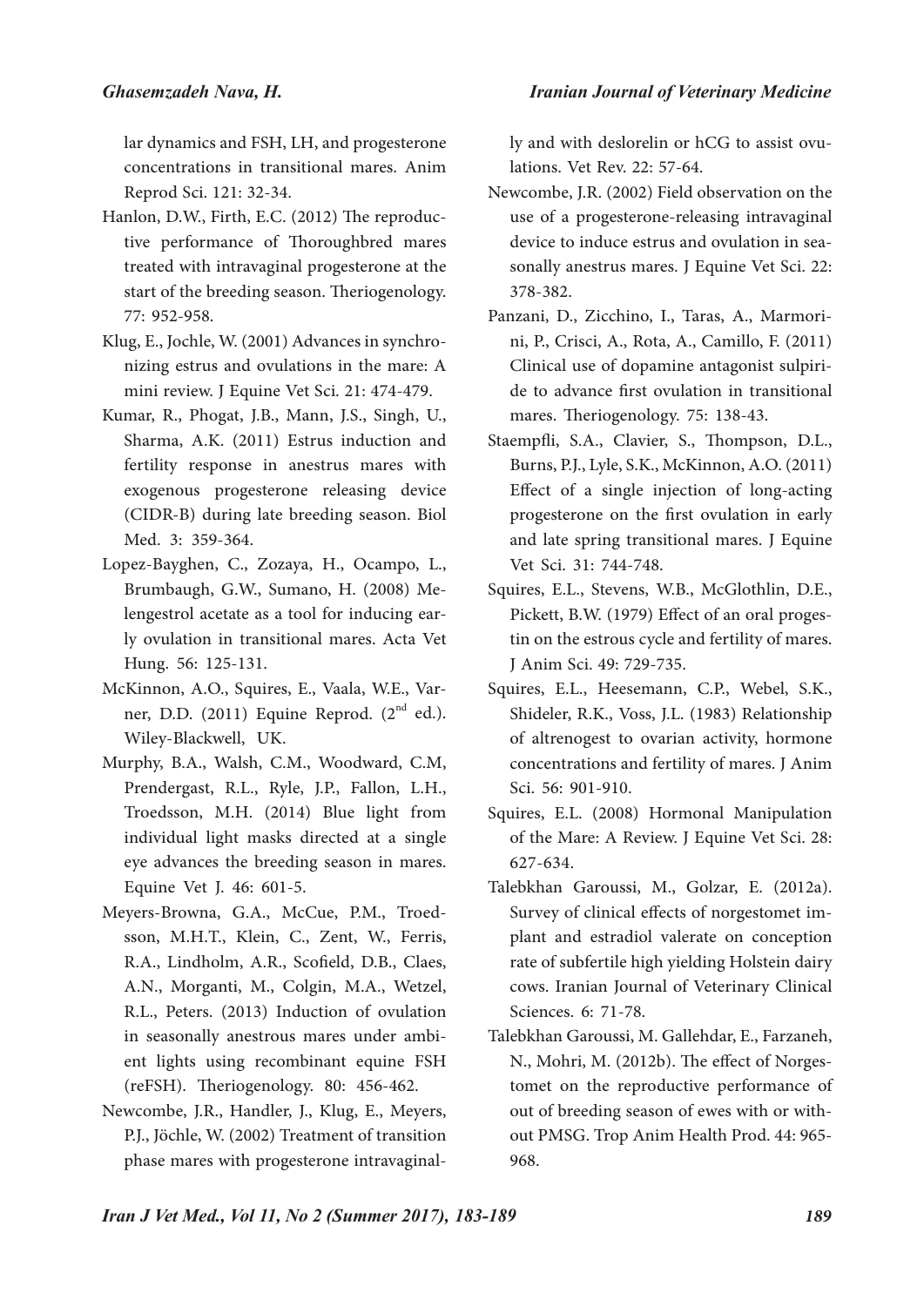lar dynamics and FSH, LH, and progesterone concentrations in transitional mares. Anim Reprod Sci. 121: 32-34.

Hanlon, D.W., Firth, E.C. (2012) The reproductive performance of Thoroughbred mares treated with intravaginal progesterone at the start of the breeding season. Theriogenology. 77: 952-958.

Klug, E., Jochle, W. (2001) Advances in synchronizing estrus and ovulations in the mare: A mini review. J Equine Vet Sci. 21: 474-479.

Kumar, R., Phogat, J.B., Mann, J.S., Singh, U., Sharma, A.K. (2011) Estrus induction and fertility response in anestrus mares with exogenous progesterone releasing device (CIDR-B) during late breeding season. Biol Med. 3: 359-364.

Lopez-Bayghen, C., Zozaya, H., Ocampo, L., Brumbaugh, G.W., Sumano, H. (2008) Melengestrol acetate as a tool for inducing early ovulation in transitional mares. Acta Vet Hung. 56: 125-131.

McKinnon, A.O., Squires, E., Vaala, W.E., Varner, D.D. (2011) Equine Reprod. (2nd ed.). Wiley-Blackwell, UK.

Murphy, B.A., Walsh, C.M., Woodward, C.M, Prendergast, R.L., Ryle, J.P., Fallon, L.H., Troedsson, M.H. (2014) Blue light from individual light masks directed at a single eye advances the breeding season in mares. Equine Vet J. 46: 601-5.

Meyers-Browna, G.A., McCue, P.M., Troedsson, M.H.T., Klein, C., Zent, W., Ferris, R.A., Lindholm, A.R., Scofield, D.B., Claes, A.N., Morganti, M., Colgin, M.A., Wetzel, R.L., Peters. (2013) Induction of ovulation in seasonally anestrous mares under ambient lights using recombinant equine FSH (reFSH). Theriogenology. 80: 456-462.

Newcombe, J.R., Handler, J., Klug, E., Meyers, P.J., Jöchle, W. (2002) Treatment of transition phase mares with progesterone intravaginally and with deslorelin or hCG to assist ovulations. Vet Rev. 22: 57-64.

Newcombe, J.R. (2002) Field observation on the use of a progesterone-releasing intravaginal device to induce estrus and ovulation in seasonally anestrus mares. J Equine Vet Sci. 22: 378-382.

Panzani, D., Zicchino, I., Taras, A., Marmorini, P., Crisci, A., Rota, A., Camillo, F. (2011) Clinical use of dopamine antagonist sulpiride to advance first ovulation in transitional mares. Theriogenology. 75: 138-43.

Staempfli, S.A., Clavier, S., Thompson, D.L., Burns, P.J., Lyle, S.K., McKinnon, A.O. (2011) Effect of a single injection of long-acting progesterone on the first ovulation in early and late spring transitional mares. J Equine Vet Sci. 31: 744-748.

Squires, E.L., Stevens, W.B., McGlothlin, D.E., Pickett, B.W. (1979) Effect of an oral progestin on the estrous cycle and fertility of mares. J Anim Sci. 49: 729-735.

Squires, E.L., Heesemann, C.P., Webel, S.K., Shideler, R.K., Voss, J.L. (1983) Relationship of altrenogest to ovarian activity, hormone concentrations and fertility of mares. J Anim Sci. 56: 901-910.

Squires, E.L. (2008) Hormonal Manipulation of the Mare: A Review. J Equine Vet Sci. 28: 627-634.

Talebkhan Garoussi, M., Golzar, E. (2012a). Survey of clinical effects of norgestomet implant and estradiol valerate on conception rate of subfertile high yielding Holstein dairy cows. Iranian Journal of Veterinary Clinical Sciences. 6: 71-78.

Talebkhan Garoussi, M. Gallehdar, E., Farzaneh, N., Mohri, M. (2012b). The effect of Norgestomet on the reproductive performance of out of breeding season of ewes with or without PMSG. Trop Anim Health Prod. 44: 965-968.